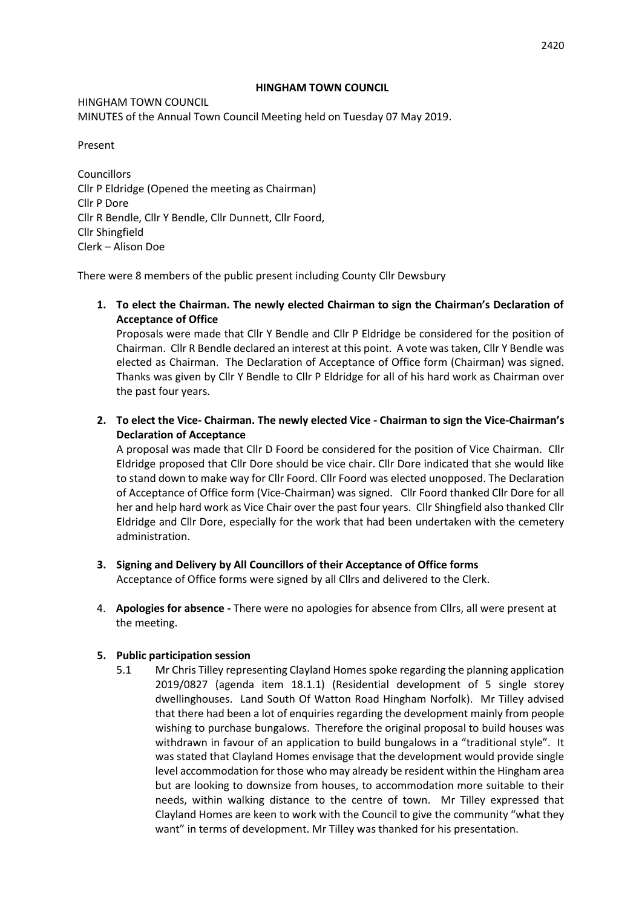# HINGHAM TOWN COUNCIL

HINGHAM TOWN COUNCIL
MINUTES of the Annual Town Council Meeting held on Tuesday 07 May 2019.

Present

Councillors
Cllr P Eldridge (Opened the meeting as Chairman)
Cllr P Dore
Cllr R Bendle, Cllr Y Bendle, Cllr Dunnett, Cllr Foord,
Cllr Shingfield
Clerk – Alison Doe

There were 8 members of the public present including County Cllr Dewsbury

1. **To elect the Chairman. The newly elected Chairman to sign the Chairman's Declaration of Acceptance of Office**
   Proposals were made that Cllr Y Bendle and Cllr P Eldridge be considered for the position of Chairman. Cllr R Bendle declared an interest at this point. A vote was taken, Cllr Y Bendle was elected as Chairman. The Declaration of Acceptance of Office form (Chairman) was signed. Thanks was given by Cllr Y Bendle to Cllr P Eldridge for all of his hard work as Chairman over the past four years.

2. **To elect the Vice- Chairman. The newly elected Vice - Chairman to sign the Vice-Chairman's Declaration of Acceptance**
   A proposal was made that Cllr D Foord be considered for the position of Vice Chairman. Cllr Eldridge proposed that Cllr Dore should be vice chair. Cllr Dore indicated that she would like to stand down to make way for Cllr Foord. Cllr Foord was elected unopposed. The Declaration of Acceptance of Office form (Vice-Chairman) was signed. Cllr Foord thanked Cllr Dore for all her and help hard work as Vice Chair over the past four years. Cllr Shingfield also thanked Cllr Eldridge and Cllr Dore, especially for the work that had been undertaken with the cemetery administration.

3. **Signing and Delivery by All Councillors of their Acceptance of Office forms**
   Acceptance of Office forms were signed by all Cllrs and delivered to the Clerk.

4. **Apologies for absence -** There were no apologies for absence from Cllrs, all were present at the meeting.

5. **Public participation session**
   5.1 Mr Chris Tilley representing Clayland Homes spoke regarding the planning application 2019/0827 (agenda item 18.1.1) (Residential development of 5 single storey dwellinghouses. Land South Of Watton Road Hingham Norfolk). Mr Tilley advised that there had been a lot of enquiries regarding the development mainly from people wishing to purchase bungalows. Therefore the original proposal to build houses was withdrawn in favour of an application to build bungalows in a "traditional style". It was stated that Clayland Homes envisage that the development would provide single level accommodation for those who may already be resident within the Hingham area but are looking to downsize from houses, to accommodation more suitable to their needs, within walking distance to the centre of town. Mr Tilley expressed that Clayland Homes are keen to work with the Council to give the community "what they want" in terms of development. Mr Tilley was thanked for his presentation.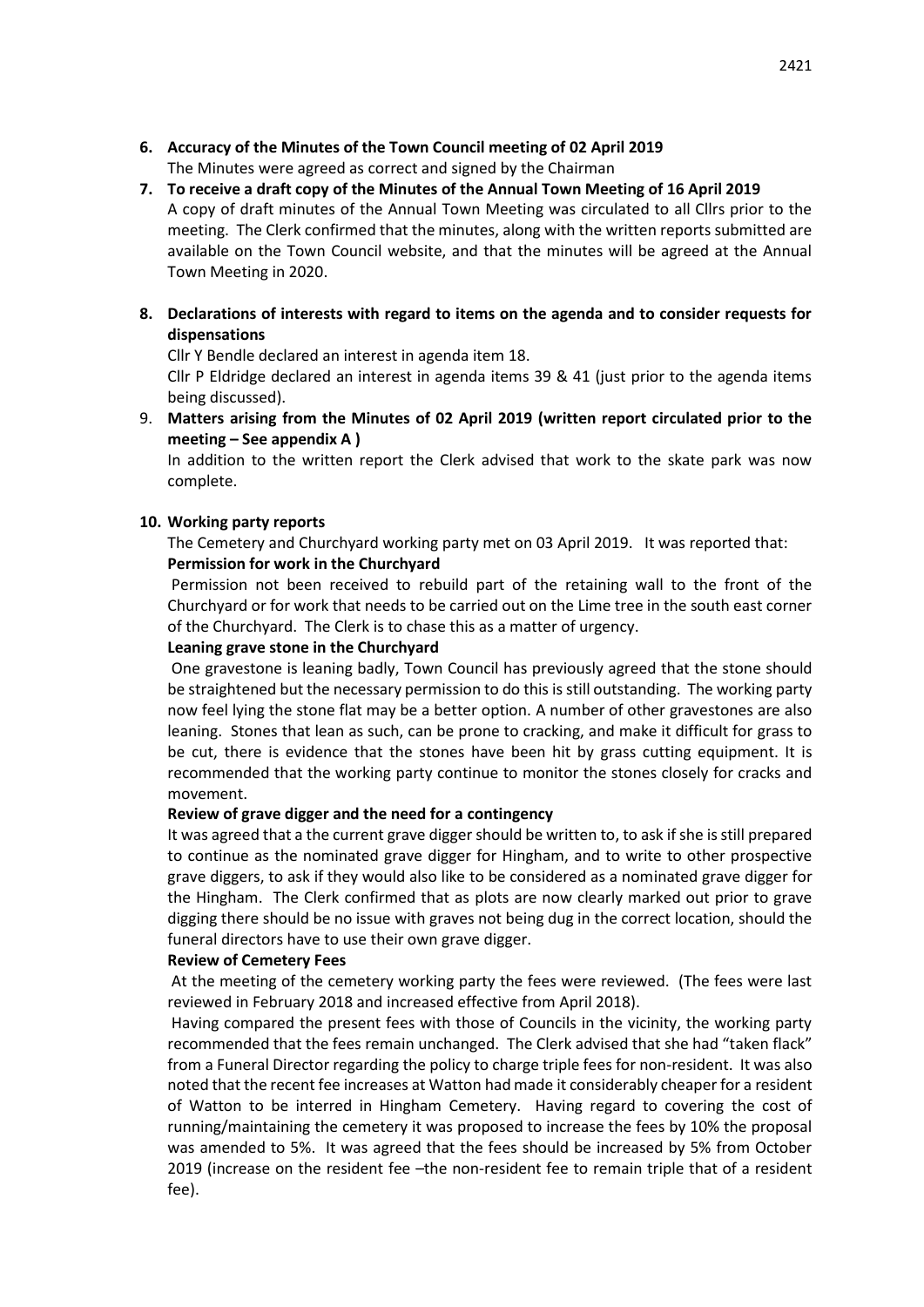**6. Accuracy of the Minutes of the Town Council meeting of 02 April 2019**

The Minutes were agreed as correct and signed by the Chairman

**7. To receive a draft copy of the Minutes of the Annual Town Meeting of 16 April 2019**

A copy of draft minutes of the Annual Town Meeting was circulated to all Cllrs prior to the meeting. The Clerk confirmed that the minutes, along with the written reports submitted are available on the Town Council website, and that the minutes will be agreed at the Annual Town Meeting in 2020.

**8. Declarations of interests with regard to items on the agenda and to consider requests for dispensations**

Cllr Y Bendle declared an interest in agenda item 18.

Cllr P Eldridge declared an interest in agenda items 39 & 41 (just prior to the agenda items being discussed).

9. **Matters arising from the Minutes of 02 April 2019 (written report circulated prior to the meeting – See appendix A )**

In addition to the written report the Clerk advised that work to the skate park was now complete.

**10. Working party reports**

The Cemetery and Churchyard working party met on 03 April 2019. It was reported that:

**Permission for work in the Churchyard**

Permission not been received to rebuild part of the retaining wall to the front of the Churchyard or for work that needs to be carried out on the Lime tree in the south east corner of the Churchyard. The Clerk is to chase this as a matter of urgency.

**Leaning grave stone in the Churchyard**

One gravestone is leaning badly, Town Council has previously agreed that the stone should be straightened but the necessary permission to do this is still outstanding. The working party now feel lying the stone flat may be a better option. A number of other gravestones are also leaning. Stones that lean as such, can be prone to cracking, and make it difficult for grass to be cut, there is evidence that the stones have been hit by grass cutting equipment. It is recommended that the working party continue to monitor the stones closely for cracks and movement.

**Review of grave digger and the need for a contingency**

It was agreed that a the current grave digger should be written to, to ask if she is still prepared to continue as the nominated grave digger for Hingham, and to write to other prospective grave diggers, to ask if they would also like to be considered as a nominated grave digger for the Hingham. The Clerk confirmed that as plots are now clearly marked out prior to grave digging there should be no issue with graves not being dug in the correct location, should the funeral directors have to use their own grave digger.

**Review of Cemetery Fees**

At the meeting of the cemetery working party the fees were reviewed. (The fees were last reviewed in February 2018 and increased effective from April 2018).

Having compared the present fees with those of Councils in the vicinity, the working party recommended that the fees remain unchanged. The Clerk advised that she had "taken flack" from a Funeral Director regarding the policy to charge triple fees for non-resident. It was also noted that the recent fee increases at Watton had made it considerably cheaper for a resident of Watton to be interred in Hingham Cemetery. Having regard to covering the cost of running/maintaining the cemetery it was proposed to increase the fees by 10% the proposal was amended to 5%. It was agreed that the fees should be increased by 5% from October 2019 (increase on the resident fee –the non-resident fee to remain triple that of a resident fee).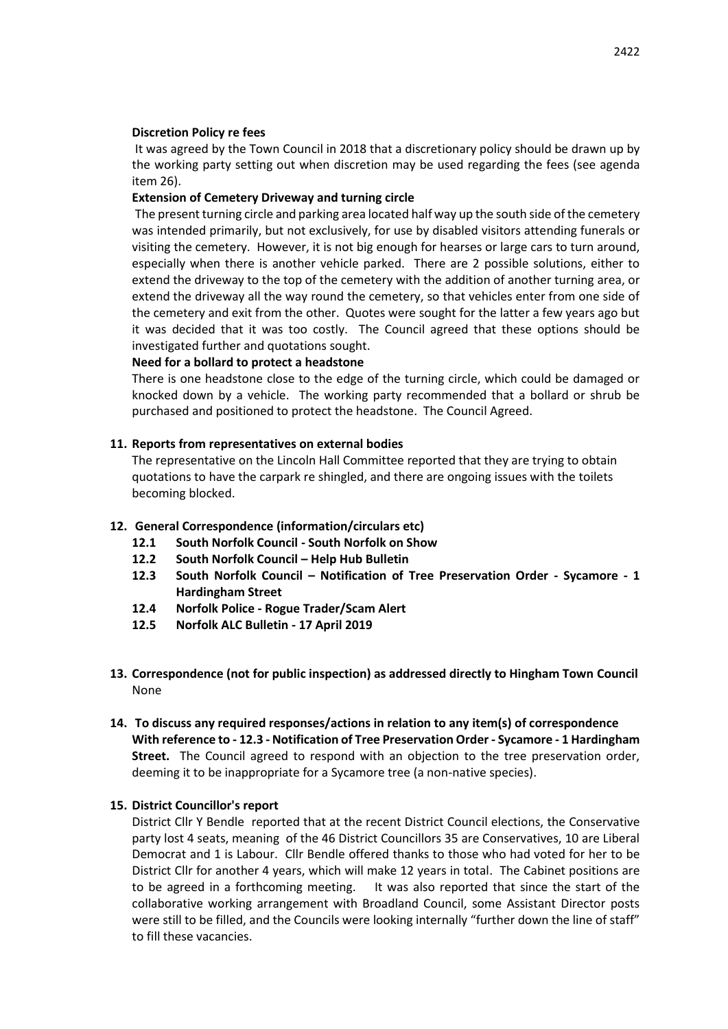**Discretion Policy re fees**

It was agreed by the Town Council in 2018 that a discretionary policy should be drawn up by the working party setting out when discretion may be used regarding the fees (see agenda item 26).

**Extension of Cemetery Driveway and turning circle**

The present turning circle and parking area located half way up the south side of the cemetery was intended primarily, but not exclusively, for use by disabled visitors attending funerals or visiting the cemetery. However, it is not big enough for hearses or large cars to turn around, especially when there is another vehicle parked. There are 2 possible solutions, either to extend the driveway to the top of the cemetery with the addition of another turning area, or extend the driveway all the way round the cemetery, so that vehicles enter from one side of the cemetery and exit from the other. Quotes were sought for the latter a few years ago but it was decided that it was too costly. The Council agreed that these options should be investigated further and quotations sought.

**Need for a bollard to protect a headstone**

There is one headstone close to the edge of the turning circle, which could be damaged or knocked down by a vehicle. The working party recommended that a bollard or shrub be purchased and positioned to protect the headstone. The Council Agreed.

**11. Reports from representatives on external bodies**

The representative on the Lincoln Hall Committee reported that they are trying to obtain quotations to have the carpark re shingled, and there are ongoing issues with the toilets becoming blocked.

**12. General Correspondence (information/circulars etc)**

- **12.1 South Norfolk Council - South Norfolk on Show**
- **12.2 South Norfolk Council – Help Hub Bulletin**
- **12.3 South Norfolk Council – Notification of Tree Preservation Order - Sycamore - 1 Hardingham Street**
- **12.4 Norfolk Police - Rogue Trader/Scam Alert**
- **12.5 Norfolk ALC Bulletin - 17 April 2019**

**13. Correspondence (not for public inspection) as addressed directly to Hingham Town Council**

None

**14. To discuss any required responses/actions in relation to any item(s) of correspondence**

**With reference to - 12.3 - Notification of Tree Preservation Order - Sycamore - 1 Hardingham Street.** The Council agreed to respond with an objection to the tree preservation order, deeming it to be inappropriate for a Sycamore tree (a non-native species).

**15. District Councillor's report**

District Cllr Y Bendle reported that at the recent District Council elections, the Conservative party lost 4 seats, meaning of the 46 District Councillors 35 are Conservatives, 10 are Liberal Democrat and 1 is Labour. Cllr Bendle offered thanks to those who had voted for her to be District Cllr for another 4 years, which will make 12 years in total. The Cabinet positions are to be agreed in a forthcoming meeting. It was also reported that since the start of the collaborative working arrangement with Broadland Council, some Assistant Director posts were still to be filled, and the Councils were looking internally "further down the line of staff" to fill these vacancies.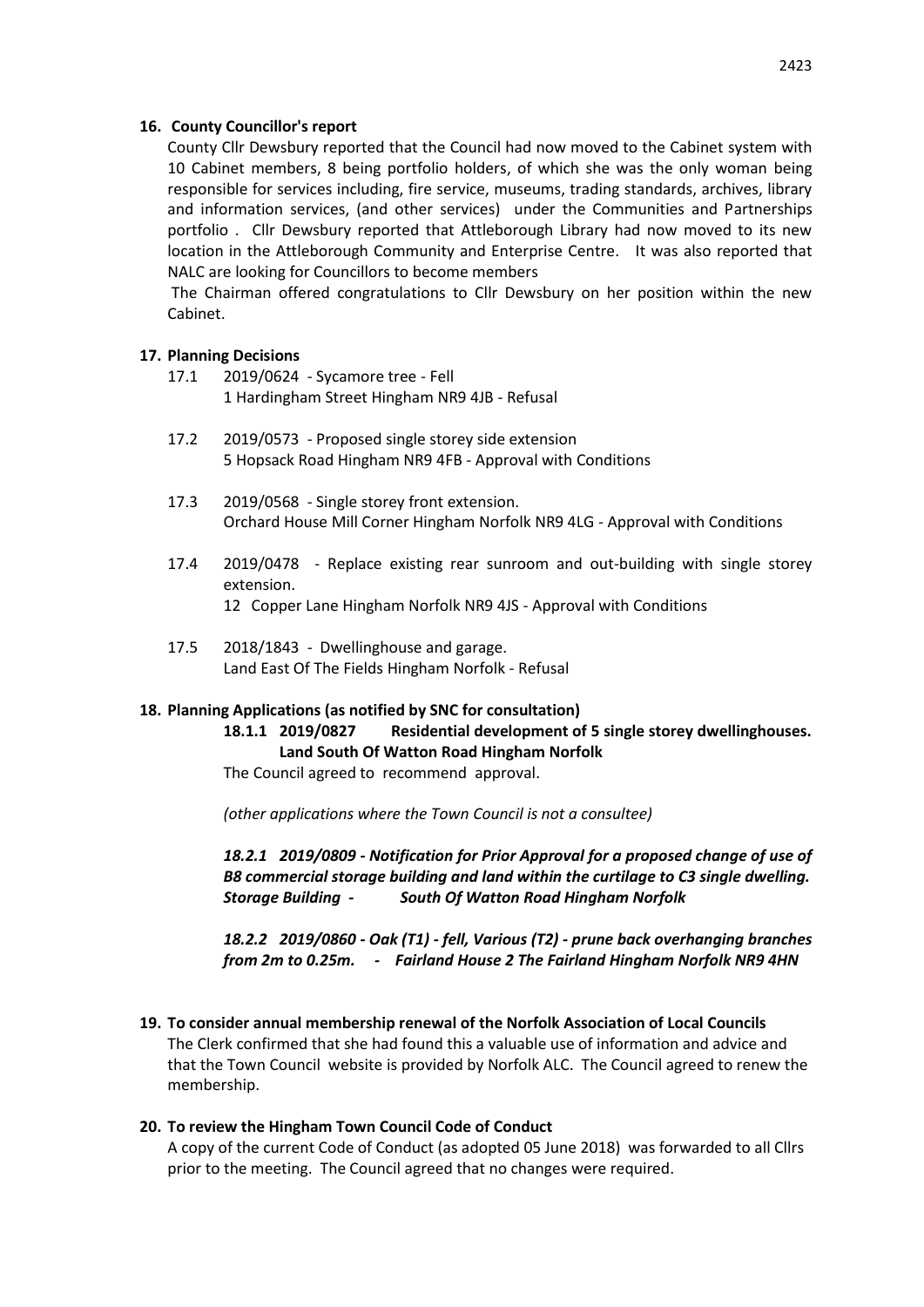**16. County Councillor's report**

County Cllr Dewsbury reported that the Council had now moved to the Cabinet system with 10 Cabinet members, 8 being portfolio holders, of which she was the only woman being responsible for services including, fire service, museums, trading standards, archives, library and information services, (and other services) under the Communities and Partnerships portfolio . Cllr Dewsbury reported that Attleborough Library had now moved to its new location in the Attleborough Community and Enterprise Centre. It was also reported that NALC are looking for Councillors to become members

The Chairman offered congratulations to Cllr Dewsbury on her position within the new Cabinet.

**17. Planning Decisions**

17.1 2019/0624 - Sycamore tree - Fell
1 Hardingham Street Hingham NR9 4JB - Refusal

17.2 2019/0573 - Proposed single storey side extension
5 Hopsack Road Hingham NR9 4FB - Approval with Conditions

17.3 2019/0568 - Single storey front extension.
Orchard House Mill Corner Hingham Norfolk NR9 4LG - Approval with Conditions

17.4 2019/0478 - Replace existing rear sunroom and out-building with single storey extension.
12 Copper Lane Hingham Norfolk NR9 4JS - Approval with Conditions

17.5 2018/1843 - Dwellinghouse and garage.
Land East Of The Fields Hingham Norfolk - Refusal

**18. Planning Applications (as notified by SNC for consultation)**

**18.1.1 2019/0827 Residential development of 5 single storey dwellinghouses. Land South Of Watton Road Hingham Norfolk**

The Council agreed to recommend approval.

*(other applications where the Town Council is not a consultee)*

***18.2.1 2019/0809 - Notification for Prior Approval for a proposed change of use of B8 commercial storage building and land within the curtilage to C3 single dwelling. Storage Building - South Of Watton Road Hingham Norfolk***

***18.2.2 2019/0860 - Oak (T1) - fell, Various (T2) - prune back overhanging branches from 2m to 0.25m. - Fairland House 2 The Fairland Hingham Norfolk NR9 4HN***

**19. To consider annual membership renewal of the Norfolk Association of Local Councils**

The Clerk confirmed that she had found this a valuable use of information and advice and that the Town Council website is provided by Norfolk ALC. The Council agreed to renew the membership.

**20. To review the Hingham Town Council Code of Conduct**

A copy of the current Code of Conduct (as adopted 05 June 2018) was forwarded to all Cllrs prior to the meeting. The Council agreed that no changes were required.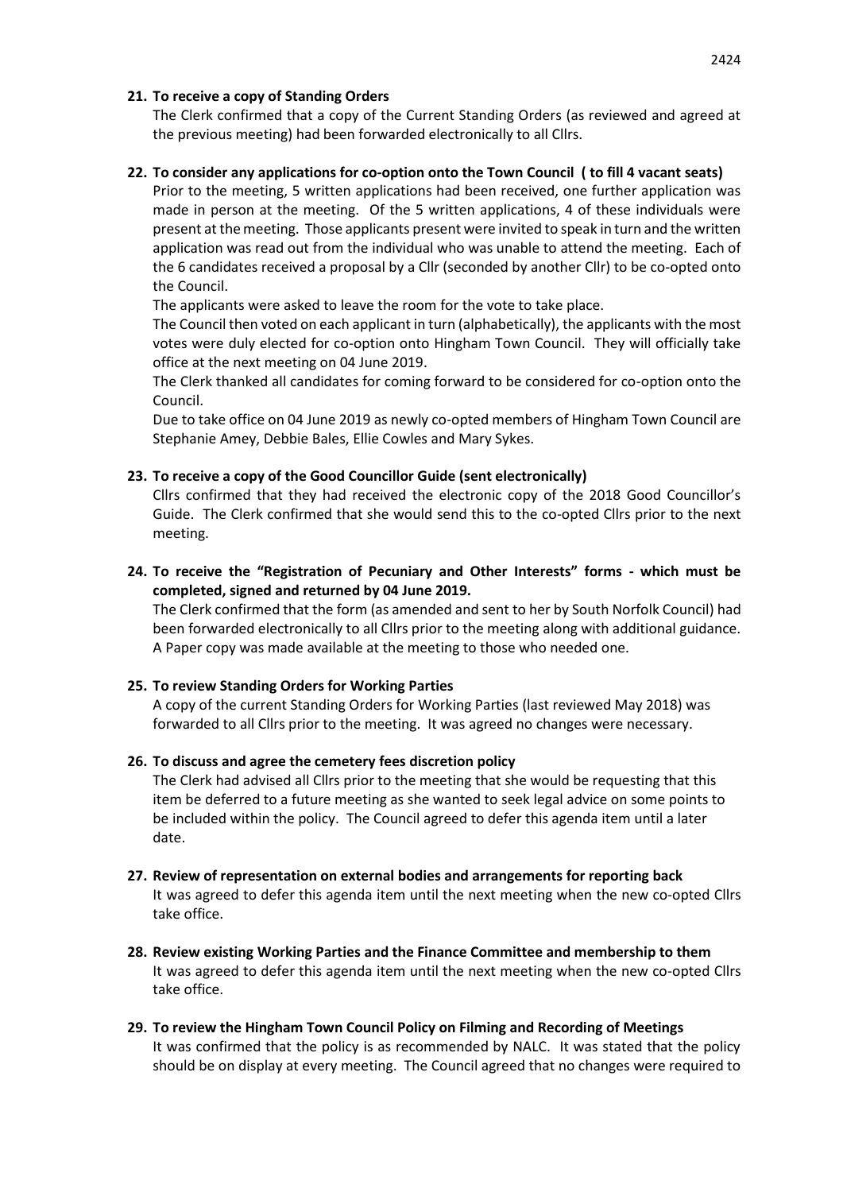**21. To receive a copy of Standing Orders**

The Clerk confirmed that a copy of the Current Standing Orders (as reviewed and agreed at the previous meeting) had been forwarded electronically to all Cllrs.

**22. To consider any applications for co-option onto the Town Council ( to fill 4 vacant seats)**

Prior to the meeting, 5 written applications had been received, one further application was made in person at the meeting. Of the 5 written applications, 4 of these individuals were present at the meeting. Those applicants present were invited to speak in turn and the written application was read out from the individual who was unable to attend the meeting. Each of the 6 candidates received a proposal by a Cllr (seconded by another Cllr) to be co-opted onto the Council.

The applicants were asked to leave the room for the vote to take place.

The Council then voted on each applicant in turn (alphabetically), the applicants with the most votes were duly elected for co-option onto Hingham Town Council. They will officially take office at the next meeting on 04 June 2019.

The Clerk thanked all candidates for coming forward to be considered for co-option onto the Council.

Due to take office on 04 June 2019 as newly co-opted members of Hingham Town Council are Stephanie Amey, Debbie Bales, Ellie Cowles and Mary Sykes.

**23. To receive a copy of the Good Councillor Guide (sent electronically)**

Cllrs confirmed that they had received the electronic copy of the 2018 Good Councillor's Guide. The Clerk confirmed that she would send this to the co-opted Cllrs prior to the next meeting.

**24. To receive the "Registration of Pecuniary and Other Interests" forms - which must be completed, signed and returned by 04 June 2019.**

The Clerk confirmed that the form (as amended and sent to her by South Norfolk Council) had been forwarded electronically to all Cllrs prior to the meeting along with additional guidance. A Paper copy was made available at the meeting to those who needed one.

**25. To review Standing Orders for Working Parties**

A copy of the current Standing Orders for Working Parties (last reviewed May 2018) was forwarded to all Cllrs prior to the meeting. It was agreed no changes were necessary.

**26. To discuss and agree the cemetery fees discretion policy**

The Clerk had advised all Cllrs prior to the meeting that she would be requesting that this item be deferred to a future meeting as she wanted to seek legal advice on some points to be included within the policy. The Council agreed to defer this agenda item until a later date.

**27. Review of representation on external bodies and arrangements for reporting back**

It was agreed to defer this agenda item until the next meeting when the new co-opted Cllrs take office.

**28. Review existing Working Parties and the Finance Committee and membership to them**

It was agreed to defer this agenda item until the next meeting when the new co-opted Cllrs take office.

**29. To review the Hingham Town Council Policy on Filming and Recording of Meetings**

It was confirmed that the policy is as recommended by NALC. It was stated that the policy should be on display at every meeting. The Council agreed that no changes were required to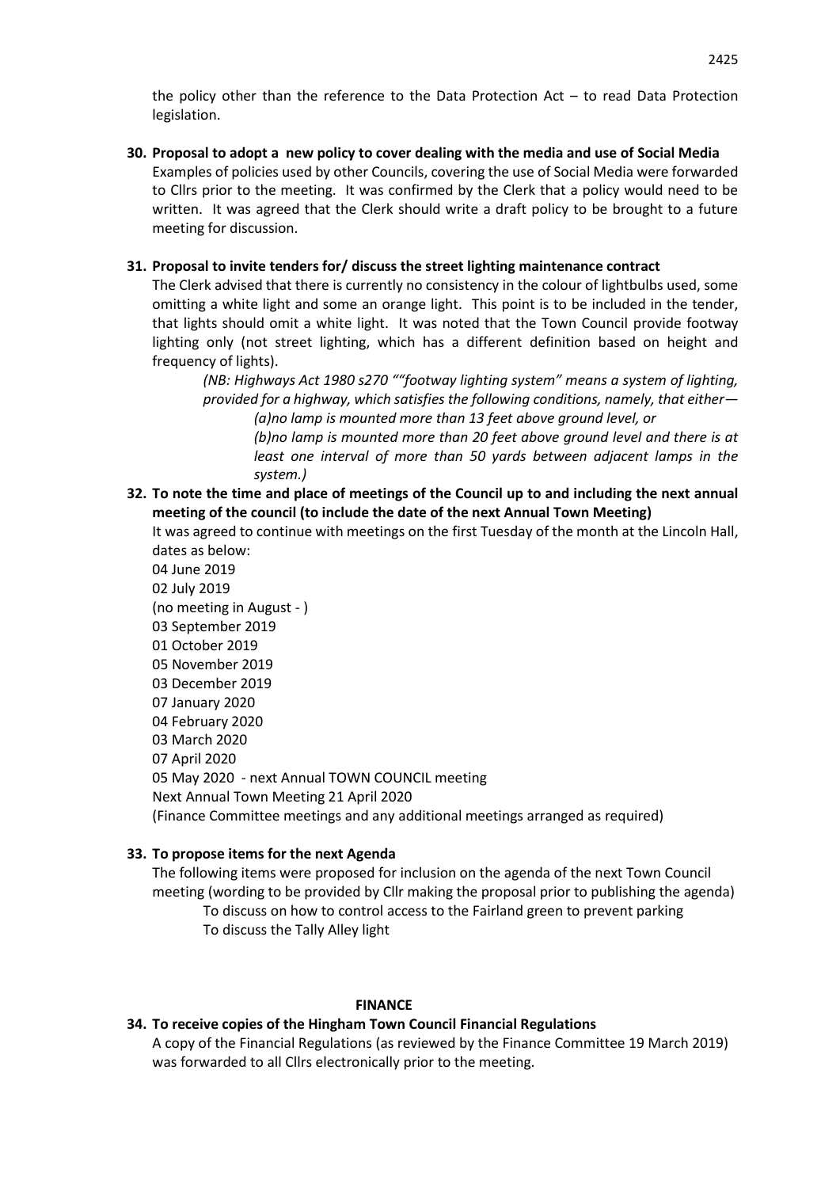the policy other than the reference to the Data Protection Act – to read Data Protection legislation.

**30. Proposal to adopt a new policy to cover dealing with the media and use of Social Media**

Examples of policies used by other Councils, covering the use of Social Media were forwarded to Cllrs prior to the meeting. It was confirmed by the Clerk that a policy would need to be written. It was agreed that the Clerk should write a draft policy to be brought to a future meeting for discussion.

**31. Proposal to invite tenders for/ discuss the street lighting maintenance contract**

The Clerk advised that there is currently no consistency in the colour of lightbulbs used, some omitting a white light and some an orange light. This point is to be included in the tender, that lights should omit a white light. It was noted that the Town Council provide footway lighting only (not street lighting, which has a different definition based on height and frequency of lights).

> *(NB: Highways Act 1980 s270 ""footway lighting system" means a system of lighting, provided for a highway, which satisfies the following conditions, namely, that either—*
>
> *(a)no lamp is mounted more than 13 feet above ground level, or*
>
> *(b)no lamp is mounted more than 20 feet above ground level and there is at least one interval of more than 50 yards between adjacent lamps in the system.)*

**32. To note the time and place of meetings of the Council up to and including the next annual meeting of the council (to include the date of the next Annual Town Meeting)**

It was agreed to continue with meetings on the first Tuesday of the month at the Lincoln Hall, dates as below:

04 June 2019
02 July 2019
(no meeting in August - )
03 September 2019
01 October 2019
05 November 2019
03 December 2019
07 January 2020
04 February 2020
03 March 2020
07 April 2020
05 May 2020 - next Annual TOWN COUNCIL meeting
Next Annual Town Meeting 21 April 2020
(Finance Committee meetings and any additional meetings arranged as required)

**33. To propose items for the next Agenda**

The following items were proposed for inclusion on the agenda of the next Town Council meeting (wording to be provided by Cllr making the proposal prior to publishing the agenda)

To discuss on how to control access to the Fairland green to prevent parking
To discuss the Tally Alley light

## FINANCE

**34. To receive copies of the Hingham Town Council Financial Regulations**

A copy of the Financial Regulations (as reviewed by the Finance Committee 19 March 2019) was forwarded to all Cllrs electronically prior to the meeting.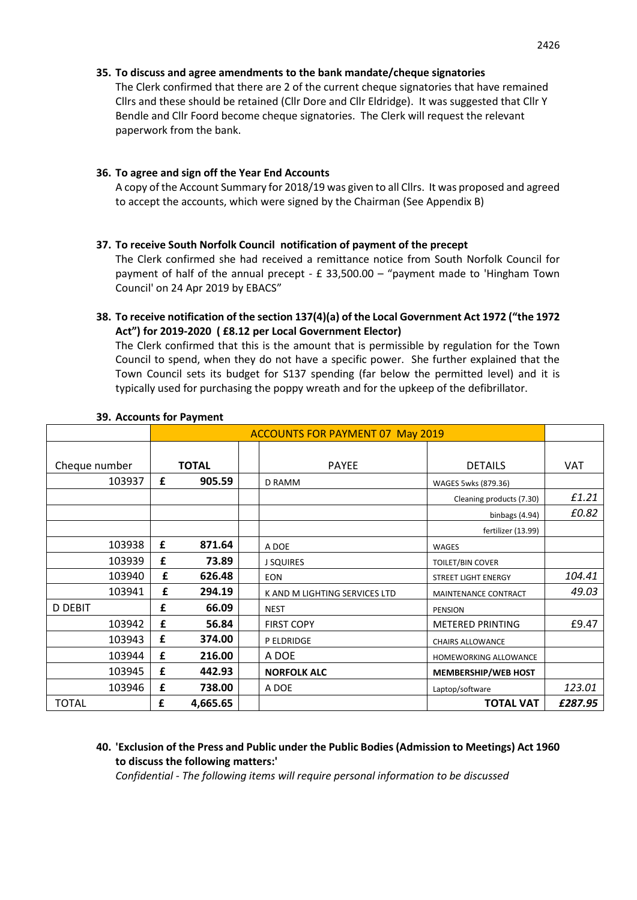**35. To discuss and agree amendments to the bank mandate/cheque signatories**

The Clerk confirmed that there are 2 of the current cheque signatories that have remained Cllrs and these should be retained (Cllr Dore and Cllr Eldridge). It was suggested that Cllr Y Bendle and Cllr Foord become cheque signatories. The Clerk will request the relevant paperwork from the bank.

**36. To agree and sign off the Year End Accounts**

A copy of the Account Summary for 2018/19 was given to all Cllrs. It was proposed and agreed to accept the accounts, which were signed by the Chairman (See Appendix B)

**37. To receive South Norfolk Council notification of payment of the precept**

The Clerk confirmed she had received a remittance notice from South Norfolk Council for payment of half of the annual precept - £ 33,500.00 – "payment made to 'Hingham Town Council' on 24 Apr 2019 by EBACS"

**38. To receive notification of the section 137(4)(a) of the Local Government Act 1972 ("the 1972 Act") for 2019-2020 ( £8.12 per Local Government Elector)**

The Clerk confirmed that this is the amount that is permissible by regulation for the Town Council to spend, when they do not have a specific power. She further explained that the Town Council sets its budget for S137 spending (far below the permitted level) and it is typically used for purchasing the poppy wreath and for the upkeep of the defibrillator.

**39. Accounts for Payment**

| | ACCOUNTS FOR PAYMENT 07 May 2019 | | | | | |
|---|---|---|---|---|---|---|
| Cheque number | | TOTAL | | PAYEE | DETAILS | VAT |
| 103937 | £ | 905.59 | | D RAMM | WAGES 5wks (879.36) | |
| | | | | | Cleaning products (7.30) | £1.21 |
| | | | | | binbags (4.94) | £0.82 |
| | | | | | fertilizer (13.99) | |
| 103938 | £ | 871.64 | | A DOE | WAGES | |
| 103939 | £ | 73.89 | | J SQUIRES | TOILET/BIN COVER | |
| 103940 | £ | 626.48 | | EON | STREET LIGHT ENERGY | 104.41 |
| 103941 | £ | 294.19 | | K AND M LIGHTING SERVICES LTD | MAINTENANCE CONTRACT | 49.03 |
| D DEBIT | £ | 66.09 | | NEST | PENSION | |
| 103942 | £ | 56.84 | | FIRST COPY | METERED PRINTING | £9.47 |
| 103943 | £ | 374.00 | | P ELDRIDGE | CHAIRS ALLOWANCE | |
| 103944 | £ | 216.00 | | A DOE | HOMEWORKING ALLOWANCE | |
| 103945 | £ | 442.93 | | **NORFOLK ALC** | **MEMBERSHIP/WEB HOST** | |
| 103946 | £ | 738.00 | | A DOE | Laptop/software | 123.01 |
| TOTAL | £ | 4,665.65 | | | **TOTAL VAT** | ***£287.95*** |

**40. 'Exclusion of the Press and Public under the Public Bodies (Admission to Meetings) Act 1960 to discuss the following matters:'**

*Confidential - The following items will require personal information to be discussed*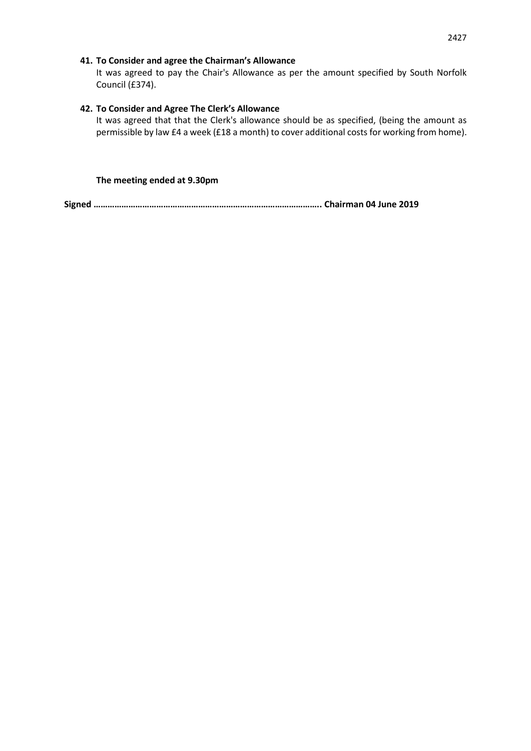**41. To Consider and agree the Chairman's Allowance**

It was agreed to pay the Chair's Allowance as per the amount specified by South Norfolk Council (£374).

**42. To Consider and Agree The Clerk's Allowance**

It was agreed that that the Clerk's allowance should be as specified, (being the amount as permissible by law £4 a week (£18 a month) to cover additional costs for working from home).

**The meeting ended at 9.30pm**

**Signed ………………………………………………………………………………….. Chairman 04 June 2019**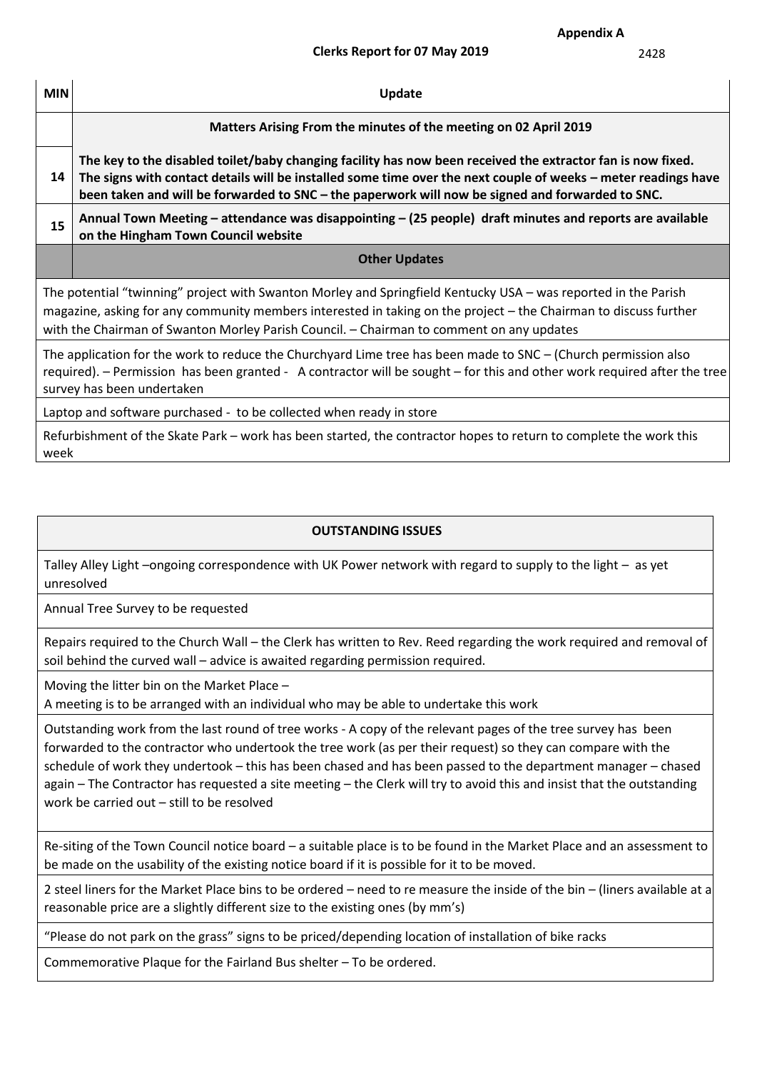**Appendix A**

**Clerks Report for 07 May 2019**

2428

| MIN | Update |
|---|---|
| | **Matters Arising From the minutes of the meeting on 02 April 2019** |
| **14** | **The key to the disabled toilet/baby changing facility has now been received the extractor fan is now fixed. The signs with contact details will be installed some time over the next couple of weeks – meter readings have been taken and will be forwarded to SNC – the paperwork will now be signed and forwarded to SNC.** |
| **15** | **Annual Town Meeting – attendance was disappointing – (25 people) draft minutes and reports are available on the Hingham Town Council website** |
| | **Other Updates** |
| The potential "twinning" project with Swanton Morley and Springfield Kentucky USA – was reported in the Parish magazine, asking for any community members interested in taking on the project – the Chairman to discuss further with the Chairman of Swanton Morley Parish Council. – Chairman to comment on any updates | |
| The application for the work to reduce the Churchyard Lime tree has been made to SNC – (Church permission also required). – Permission has been granted - A contractor will be sought – for this and other work required after the tree survey has been undertaken | |
| Laptop and software purchased - to be collected when ready in store | |
| Refurbishment of the Skate Park – work has been started, the contractor hopes to return to complete the work this week | |

| **OUTSTANDING ISSUES** |
|---|
| Talley Alley Light –ongoing correspondence with UK Power network with regard to supply to the light – as yet unresolved |
| Annual Tree Survey to be requested |
| Repairs required to the Church Wall – the Clerk has written to Rev. Reed regarding the work required and removal of soil behind the curved wall – advice is awaited regarding permission required. |
| Moving the litter bin on the Market Place – A meeting is to be arranged with an individual who may be able to undertake this work |
| Outstanding work from the last round of tree works - A copy of the relevant pages of the tree survey has been forwarded to the contractor who undertook the tree work (as per their request) so they can compare with the schedule of work they undertook – this has been chased and has been passed to the department manager – chased again – The Contractor has requested a site meeting – the Clerk will try to avoid this and insist that the outstanding work be carried out – still to be resolved |
| Re-siting of the Town Council notice board – a suitable place is to be found in the Market Place and an assessment to be made on the usability of the existing notice board if it is possible for it to be moved. |
| 2 steel liners for the Market Place bins to be ordered – need to re measure the inside of the bin – (liners available at a reasonable price are a slightly different size to the existing ones (by mm's) |
| "Please do not park on the grass" signs to be priced/depending location of installation of bike racks |
| Commemorative Plaque for the Fairland Bus shelter – To be ordered. |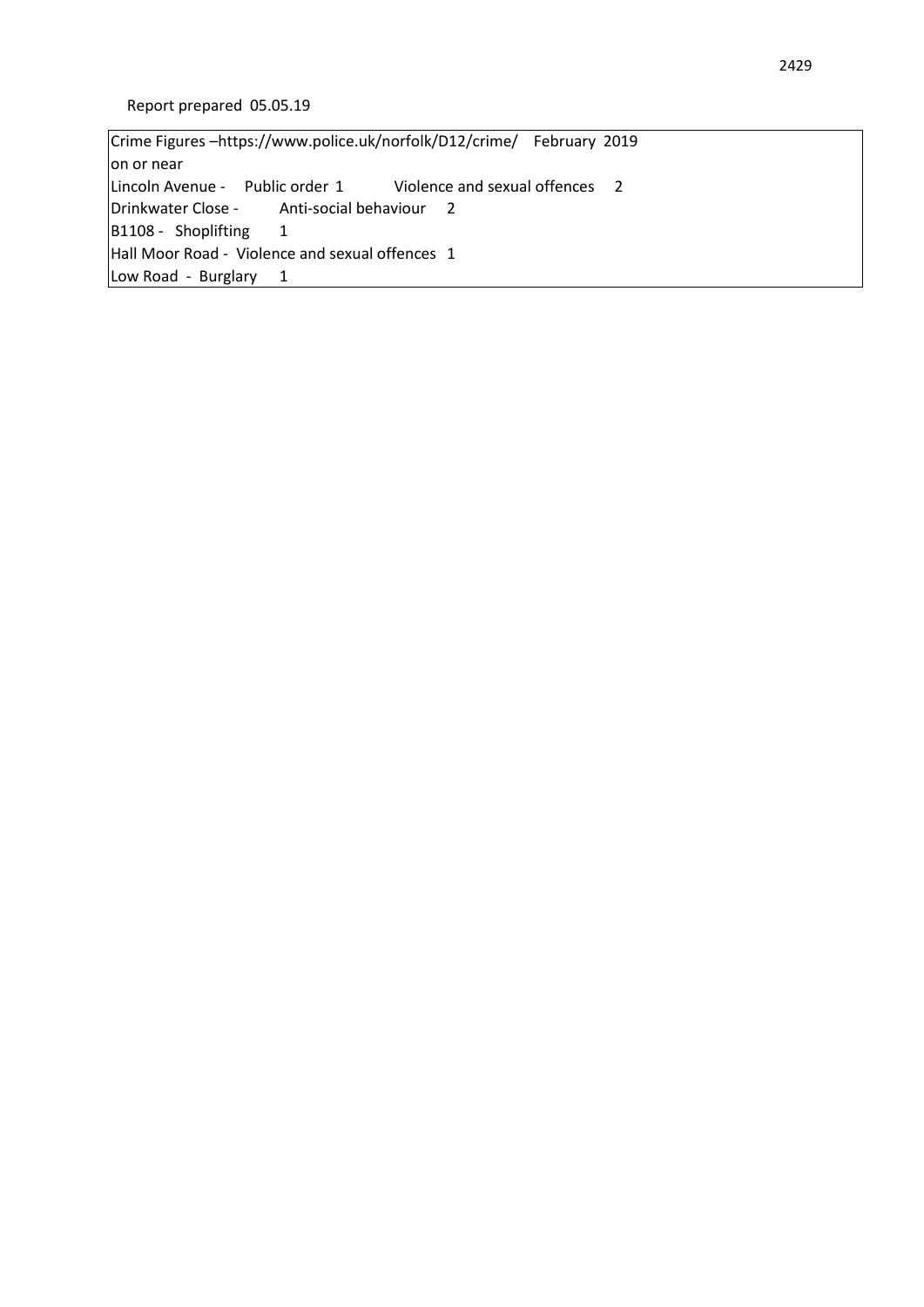Report prepared 05.05.19

Crime Figures –https://www.police.uk/norfolk/D12/crime/ February 2019
on or near
Lincoln Avenue - Public order 1 Violence and sexual offences 2
Drinkwater Close - Anti-social behaviour 2
B1108 - Shoplifting 1
Hall Moor Road - Violence and sexual offences 1
Low Road - Burglary 1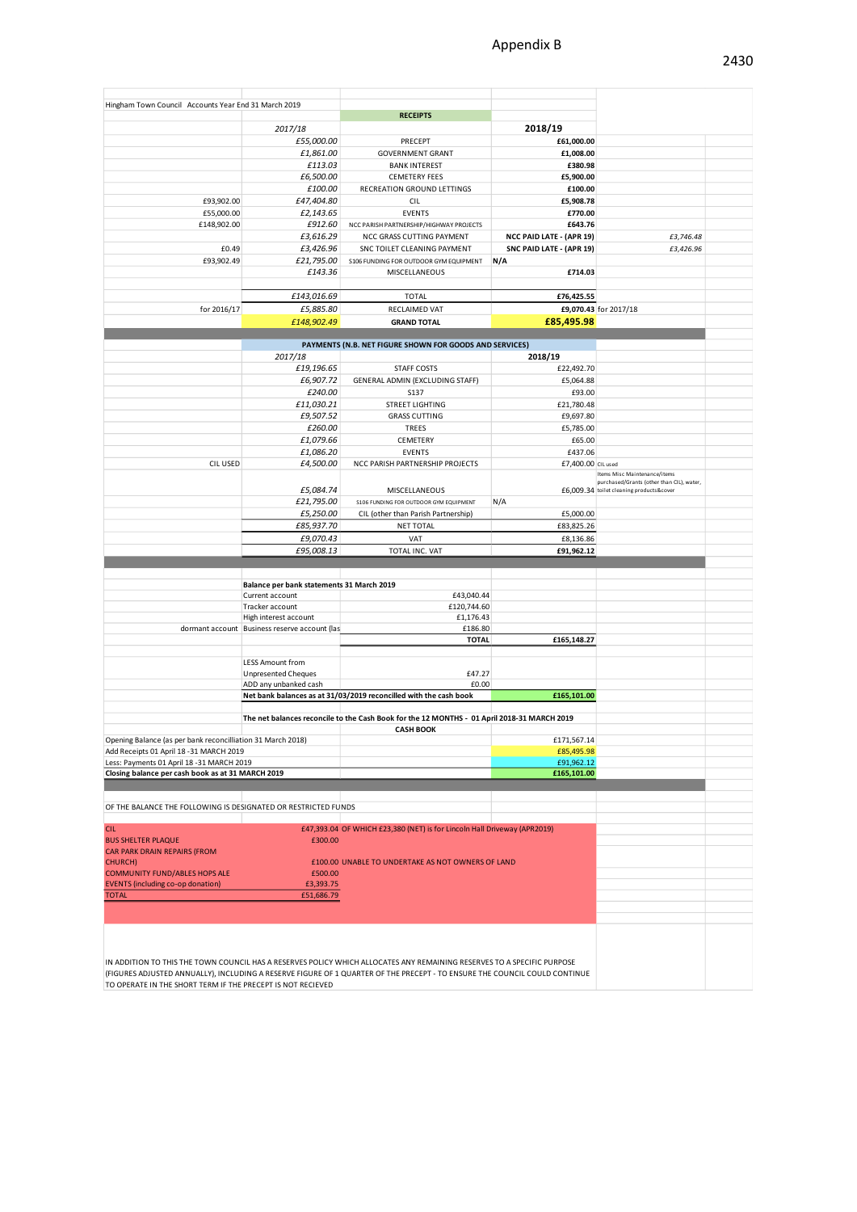# Appendix B

2430

| | | | | |
|---|---|---|---|---|
| Hingham Town Council Accounts Year End 31 March 2019 | | | | |
| | | **RECEIPTS** | | |
| | *2017/18* | | **2018/19** | |
| | *£55,000.00* | PRECEPT | **£61,000.00** | |
| | *£1,861.00* | GOVERNMENT GRANT | **£1,008.00** | |
| | *£113.03* | BANK INTEREST | **£380.98** | |
| | *£6,500.00* | CEMETERY FEES | **£5,900.00** | |
| | *£100.00* | RECREATION GROUND LETTINGS | **£100.00** | |
| £93,902.00 | *£47,404.80* | CIL | **£5,908.78** | |
| £55,000.00 | *£2,143.65* | EVENTS | **£770.00** | |
| £148,902.00 | *£912.60* | NCC PARISH PARTNERSHIP/HIGHWAY PROJECTS | **£643.76** | |
| | *£3,616.29* | NCC GRASS CUTTING PAYMENT | **NCC PAID LATE - (APR 19)** | *£3,746.48* |
| £0.49 | *£3,426.96* | SNC TOILET CLEANING PAYMENT | **SNC PAID LATE - (APR 19)** | *£3,426.96* |
| £93,902.49 | *£21,795.00* | S106 FUNDING FOR OUTDOOR GYM EQUIPMENT | **N/A** | |
| | *£143.36* | MISCELLANEOUS | **£714.03** | |
| | *£143,016.69* | TOTAL | **£76,425.55** | |
| for 2016/17 | *£5,885.80* | RECLAIMED VAT | **£9,070.43** | for 2017/18 |
| | *£148,902.49* | **GRAND TOTAL** | **£85,495.98** | |

| | | | | |
|---|---|---|---|---|
| | | **PAYMENTS (N.B. NET FIGURE SHOWN FOR GOODS AND SERVICES)** | | |
| | *2017/18* | | **2018/19** | |
| | *£19,196.65* | STAFF COSTS | £22,492.70 | |
| | *£6,907.72* | GENERAL ADMIN (EXCLUDING STAFF) | £5,064.88 | |
| | *£240.00* | S137 | £93.00 | |
| | *£11,030.21* | STREET LIGHTING | £21,780.48 | |
| | *£9,507.52* | GRASS CUTTING | £9,697.80 | |
| | *£260.00* | TREES | £5,785.00 | |
| | *£1,079.66* | CEMETERY | £65.00 | |
| | *£1,086.20* | EVENTS | £437.06 | |
| CIL USED | *£4,500.00* | NCC PARISH PARTNERSHIP PROJECTS | £7,400.00 | CIL used |
| | *£5,084.74* | MISCELLANEOUS | £6,009.34 | Items Misc Maintenance/items purchased/Grants (other than CIL), water, toilet cleaning products&cover |
| | *£21,795.00* | S106 FUNDING FOR OUTDOOR GYM EQUIPMENT | N/A | |
| | *£5,250.00* | CIL (other than Parish Partnership) | £5,000.00 | |
| | *£85,937.70* | NET TOTAL | £83,825.26 | |
| | *£9,070.43* | VAT | £8,136.86 | |
| | *£95,008.13* | TOTAL INC. VAT | **£91,962.12** | |

| | | | |
|---|---|---|---|
| | **Balance per bank statements 31 March 2019** | | |
| | Current account | £43,040.44 | |
| | Tracker account | £120,744.60 | |
| | High interest account | £1,176.43 | |
| dormant account | Business reserve account (las | £186.80 | |
| | | **TOTAL** | **£165,148.27** |
| | LESS Amount from | | |
| | Unpresented Cheques | £47.27 | |
| | ADD any unbanked cash | £0.00 | |
| | **Net bank balances as at 31/03/2019 reconciled with the cash book** | | **£165,101.00** |

**The net balances reconcile to the Cash Book for the 12 MONTHS - 01 April 2018-31 MARCH 2019**

| **CASH BOOK** | |
|---|---|
| Opening Balance (as per bank reconcilliation 31 March 2018) | £171,567.14 |
| Add Receipts 01 April 18 -31 MARCH 2019 | £85,495.98 |
| Less: Payments 01 April 18 -31 MARCH 2019 | £91,962.12 |
| **Closing balance per cash book as at 31 MARCH 2019** | **£165,101.00** |

OF THE BALANCE THE FOLLOWING IS DESIGNATED OR RESTRICTED FUNDS

| | | |
|---|---|---|
| CIL | £47,393.04 | OF WHICH £23,380 (NET) is for Lincoln Hall Driveway (APR2019) |
| BUS SHELTER PLAQUE | £300.00 | |
| CAR PARK DRAIN REPAIRS (FROM CHURCH) | £100.00 | UNABLE TO UNDERTAKE AS NOT OWNERS OF LAND |
| COMMUNITY FUND/ABLES HOPS ALE | £500.00 | |
| EVENTS (including co-op donation) | £3,393.75 | |
| TOTAL | £51,686.79 | |

IN ADDITION TO THIS THE TOWN COUNCIL HAS A RESERVES POLICY WHICH ALLOCATES ANY REMAINING RESERVES TO A SPECIFIC PURPOSE (FIGURES ADJUSTED ANNUALLY), INCLUDING A RESERVE FIGURE OF 1 QUARTER OF THE PRECEPT - TO ENSURE THE COUNCIL COULD CONTINUE TO OPERATE IN THE SHORT TERM IF THE PRECEPT IS NOT RECIEVED